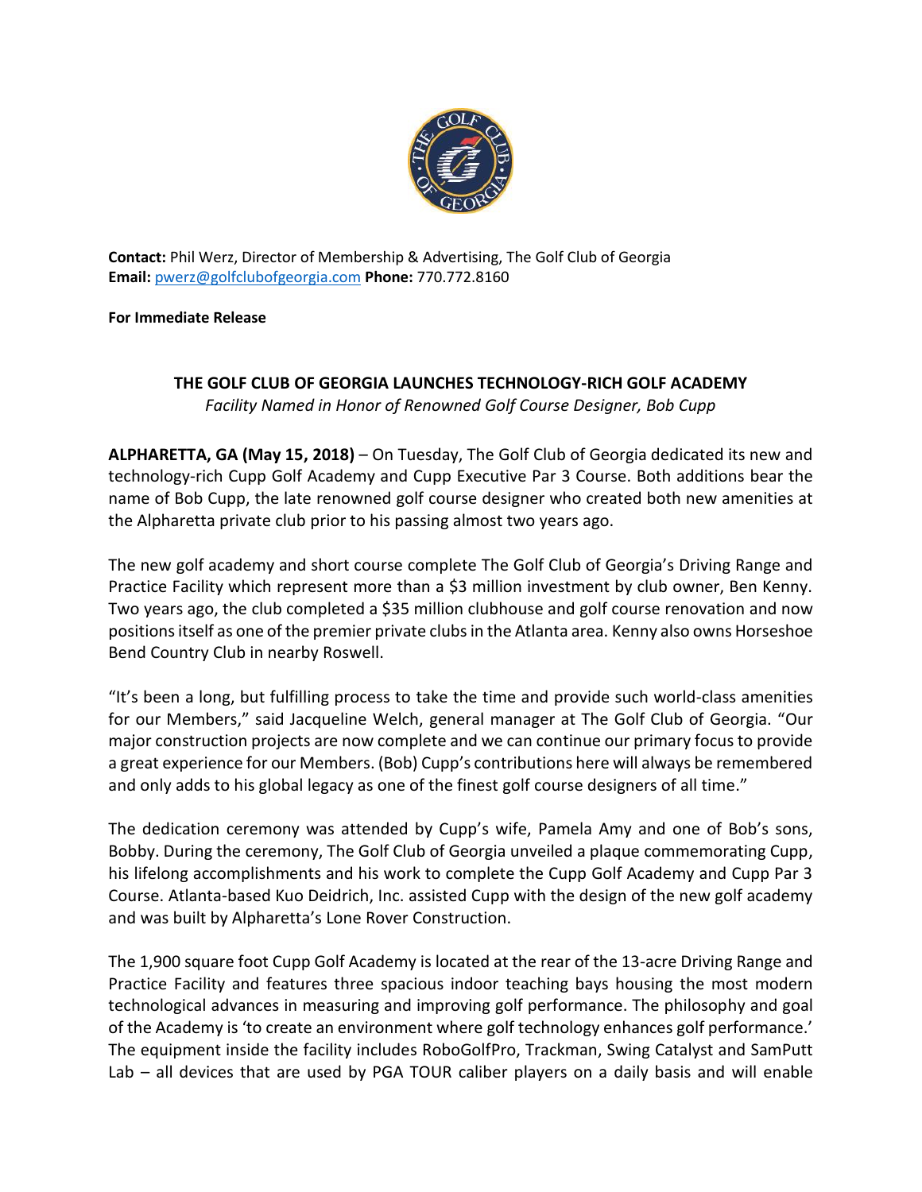**Contact:** Phil Werz, Director of Membership & Advertising, The Golf Club of Georgia
**Email:** pwerz@golfclubofgeorgia.com **Phone:** 770.772.8160

**For Immediate Release**

# THE GOLF CLUB OF GEORGIA LAUNCHES TECHNOLOGY-RICH GOLF ACADEMY

*Facility Named in Honor of Renowned Golf Course Designer, Bob Cupp*

**ALPHARETTA, GA (May 15, 2018)** – On Tuesday, The Golf Club of Georgia dedicated its new and technology-rich Cupp Golf Academy and Cupp Executive Par 3 Course. Both additions bear the name of Bob Cupp, the late renowned golf course designer who created both new amenities at the Alpharetta private club prior to his passing almost two years ago.

The new golf academy and short course complete The Golf Club of Georgia's Driving Range and Practice Facility which represent more than a $3 million investment by club owner, Ben Kenny. Two years ago, the club completed a $35 million clubhouse and golf course renovation and now positions itself as one of the premier private clubs in the Atlanta area. Kenny also owns Horseshoe Bend Country Club in nearby Roswell.

"It's been a long, but fulfilling process to take the time and provide such world-class amenities for our Members," said Jacqueline Welch, general manager at The Golf Club of Georgia. "Our major construction projects are now complete and we can continue our primary focus to provide a great experience for our Members. (Bob) Cupp's contributions here will always be remembered and only adds to his global legacy as one of the finest golf course designers of all time."

The dedication ceremony was attended by Cupp's wife, Pamela Amy and one of Bob's sons, Bobby. During the ceremony, The Golf Club of Georgia unveiled a plaque commemorating Cupp, his lifelong accomplishments and his work to complete the Cupp Golf Academy and Cupp Par 3 Course. Atlanta-based Kuo Deidrich, Inc. assisted Cupp with the design of the new golf academy and was built by Alpharetta's Lone Rover Construction.

The 1,900 square foot Cupp Golf Academy is located at the rear of the 13-acre Driving Range and Practice Facility and features three spacious indoor teaching bays housing the most modern technological advances in measuring and improving golf performance. The philosophy and goal of the Academy is 'to create an environment where golf technology enhances golf performance.' The equipment inside the facility includes RoboGolfPro, Trackman, Swing Catalyst and SamPutt Lab – all devices that are used by PGA TOUR caliber players on a daily basis and will enable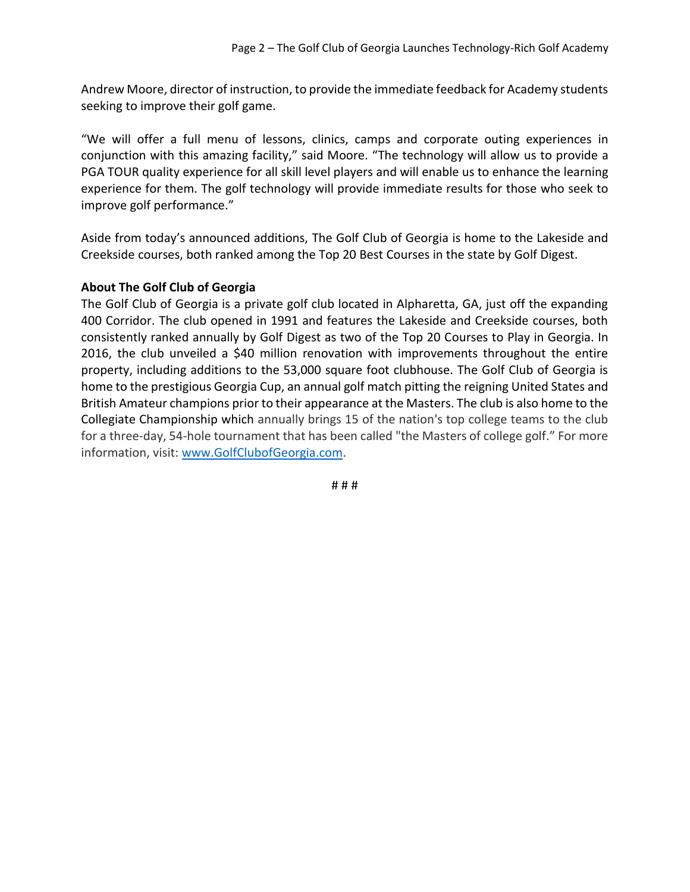Andrew Moore, director of instruction, to provide the immediate feedback for Academy students seeking to improve their golf game.

"We will offer a full menu of lessons, clinics, camps and corporate outing experiences in conjunction with this amazing facility," said Moore. "The technology will allow us to provide a PGA TOUR quality experience for all skill level players and will enable us to enhance the learning experience for them. The golf technology will provide immediate results for those who seek to improve golf performance."

Aside from today's announced additions, The Golf Club of Georgia is home to the Lakeside and Creekside courses, both ranked among the Top 20 Best Courses in the state by Golf Digest.

**About The Golf Club of Georgia**
The Golf Club of Georgia is a private golf club located in Alpharetta, GA, just off the expanding 400 Corridor. The club opened in 1991 and features the Lakeside and Creekside courses, both consistently ranked annually by Golf Digest as two of the Top 20 Courses to Play in Georgia. In 2016, the club unveiled a $40 million renovation with improvements throughout the entire property, including additions to the 53,000 square foot clubhouse. The Golf Club of Georgia is home to the prestigious Georgia Cup, an annual golf match pitting the reigning United States and British Amateur champions prior to their appearance at the Masters. The club is also home to the Collegiate Championship which annually brings 15 of the nation's top college teams to the club for a three-day, 54-hole tournament that has been called "the Masters of college golf." For more information, visit: [www.GolfClubofGeorgia.com](http://www.GolfClubofGeorgia.com).

# # #